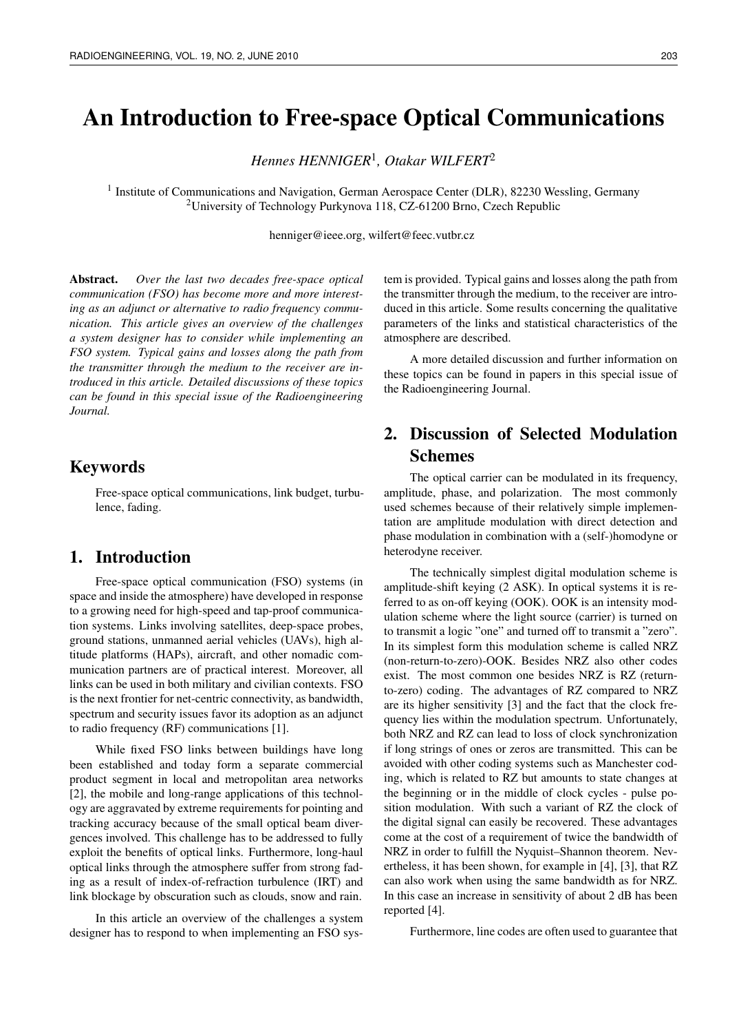# An Introduction to Free-space Optical Communications

*Hennes HENNIGER*[1], *Otakar WILFERT*[2]

[1] Institute of Communications and Navigation, German Aerospace Center (DLR), 82230 Wessling, Germany
[2] University of Technology Purkynova 118, CZ-61200 Brno, Czech Republic

henniger@ieee.org, wilfert@feec.vutbr.cz

**Abstract.** *Over the last two decades free-space optical communication (FSO) has become more and more interesting as an adjunct or alternative to radio frequency communication. This article gives an overview of the challenges a system designer has to consider while implementing an FSO system. Typical gains and losses along the path from the transmitter through the medium to the receiver are introduced in this article. Detailed discussions of these topics can be found in this special issue of the Radioengineering Journal.*

## Keywords

Free-space optical communications, link budget, turbulence, fading.

## 1. Introduction

Free-space optical communication (FSO) systems (in space and inside the atmosphere) have developed in response to a growing need for high-speed and tap-proof communication systems. Links involving satellites, deep-space probes, ground stations, unmanned aerial vehicles (UAVs), high altitude platforms (HAPs), aircraft, and other nomadic communication partners are of practical interest. Moreover, all links can be used in both military and civilian contexts. FSO is the next frontier for net-centric connectivity, as bandwidth, spectrum and security issues favor its adoption as an adjunct to radio frequency (RF) communications [1].

While fixed FSO links between buildings have long been established and today form a separate commercial product segment in local and metropolitan area networks [2], the mobile and long-range applications of this technology are aggravated by extreme requirements for pointing and tracking accuracy because of the small optical beam divergences involved. This challenge has to be addressed to fully exploit the benefits of optical links. Furthermore, long-haul optical links through the atmosphere suffer from strong fading as a result of index-of-refraction turbulence (IRT) and link blockage by obscuration such as clouds, snow and rain.

In this article an overview of the challenges a system designer has to respond to when implementing an FSO system is provided. Typical gains and losses along the path from the transmitter through the medium, to the receiver are introduced in this article. Some results concerning the qualitative parameters of the links and statistical characteristics of the atmosphere are described.

A more detailed discussion and further information on these topics can be found in papers in this special issue of the Radioengineering Journal.

## 2. Discussion of Selected Modulation Schemes

The optical carrier can be modulated in its frequency, amplitude, phase, and polarization. The most commonly used schemes because of their relatively simple implementation are amplitude modulation with direct detection and phase modulation in combination with a (self-)homodyne or heterodyne receiver.

The technically simplest digital modulation scheme is amplitude-shift keying (2 ASK). In optical systems it is referred to as on-off keying (OOK). OOK is an intensity modulation scheme where the light source (carrier) is turned on to transmit a logic "one" and turned off to transmit a "zero". In its simplest form this modulation scheme is called NRZ (non-return-to-zero)-OOK. Besides NRZ also other codes exist. The most common one besides NRZ is RZ (return-to-zero) coding. The advantages of RZ compared to NRZ are its higher sensitivity [3] and the fact that the clock frequency lies within the modulation spectrum. Unfortunately, both NRZ and RZ can lead to loss of clock synchronization if long strings of ones or zeros are transmitted. This can be avoided with other coding systems such as Manchester coding, which is related to RZ but amounts to state changes at the beginning or in the middle of clock cycles - pulse position modulation. With such a variant of RZ the clock of the digital signal can easily be recovered. These advantages come at the cost of a requirement of twice the bandwidth of NRZ in order to fulfill the Nyquist–Shannon theorem. Nevertheless, it has been shown, for example in [4], [3], that RZ can also work when using the same bandwidth as for NRZ. In this case an increase in sensitivity of about 2 dB has been reported [4].

Furthermore, line codes are often used to guarantee that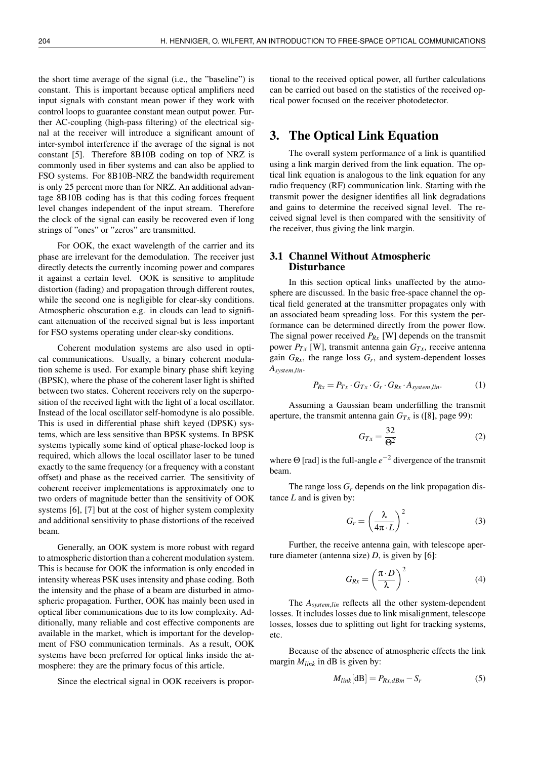the short time average of the signal (i.e., the "baseline") is constant. This is important because optical amplifiers need input signals with constant mean power if they work with control loops to guarantee constant mean output power. Further AC-coupling (high-pass filtering) of the electrical signal at the receiver will introduce a significant amount of inter-symbol interference if the average of the signal is not constant [5]. Therefore 8B10B coding on top of NRZ is commonly used in fiber systems and can also be applied to FSO systems. For 8B10B-NRZ the bandwidth requirement is only 25 percent more than for NRZ. An additional advantage 8B10B coding has is that this coding forces frequent level changes independent of the input stream. Therefore the clock of the signal can easily be recovered even if long strings of "ones" or "zeros" are transmitted.

For OOK, the exact wavelength of the carrier and its phase are irrelevant for the demodulation. The receiver just directly detects the currently incoming power and compares it against a certain level. OOK is sensitive to amplitude distortion (fading) and propagation through different routes, while the second one is negligible for clear-sky conditions. Atmospheric obscuration e.g. in clouds can lead to significant attenuation of the received signal but is less important for FSO systems operating under clear-sky conditions.

Coherent modulation systems are also used in optical communications. Usually, a binary coherent modulation scheme is used. For example binary phase shift keying (BPSK), where the phase of the coherent laser light is shifted between two states. Coherent receivers rely on the superposition of the received light with the light of a local oscillator. Instead of the local oscillator self-homodyne is alo possible. This is used in differential phase shift keyed (DPSK) systems, which are less sensitive than BPSK systems. In BPSK systems typically some kind of optical phase-locked loop is required, which allows the local oscillator laser to be tuned exactly to the same frequency (or a frequency with a constant offset) and phase as the received carrier. The sensitivity of coherent receiver implementations is approximately one to two orders of magnitude better than the sensitivity of OOK systems [6], [7] but at the cost of higher system complexity and additional sensitivity to phase distortions of the received beam.

Generally, an OOK system is more robust with regard to atmospheric distortion than a coherent modulation system. This is because for OOK the information is only encoded in intensity whereas PSK uses intensity and phase coding. Both the intensity and the phase of a beam are disturbed in atmospheric propagation. Further, OOK has mainly been used in optical fiber communications due to its low complexity. Additionally, many reliable and cost effective components are available in the market, which is important for the development of FSO communication terminals. As a result, OOK systems have been preferred for optical links inside the atmosphere: they are the primary focus of this article.

Since the electrical signal in OOK receivers is proportional to the received optical power, all further calculations can be carried out based on the statistics of the received optical power focused on the receiver photodetector.

# 3. The Optical Link Equation

The overall system performance of a link is quantified using a link margin derived from the link equation. The optical link equation is analogous to the link equation for any radio frequency (RF) communication link. Starting with the transmit power the designer identifies all link degradations and gains to determine the received signal level. The received signal level is then compared with the sensitivity of the receiver, thus giving the link margin.

## 3.1 Channel Without Atmospheric Disturbance

In this section optical links unaffected by the atmosphere are discussed. In the basic free-space channel the optical field generated at the transmitter propagates only with an associated beam spreading loss. For this system the performance can be determined directly from the power flow. The signal power received $P_{Rx}$ [W] depends on the transmit power $P_{Tx}$ [W], transmit antenna gain $G_{Tx}$, receive antenna gain $G_{Rx}$, the range loss $G_r$, and system-dependent losses $A_{system,lin}$.

$$P_{Rx} = P_{Tx} \cdot G_{Tx} \cdot G_r \cdot G_{Rx} \cdot A_{system,lin}. \tag{1}$$

Assuming a Gaussian beam underfilling the transmit aperture, the transmit antenna gain $G_{Tx}$ is ([8], page 99):

$$G_{Tx} = \frac{32}{\Theta^2} \tag{2}$$

where $\Theta$ [rad] is the full-angle $e^{-2}$ divergence of the transmit beam.

The range loss $G_r$ depends on the link propagation distance $L$ and is given by:

$$G_r = \left(\frac{\lambda}{4\pi \cdot L}\right)^2. \tag{3}$$

Further, the receive antenna gain, with telescope aperture diameter (antenna size) $D$, is given by [6]:

$$G_{Rx} = \left(\frac{\pi \cdot D}{\lambda}\right)^2. \tag{4}$$

The $A_{system,lin}$ reflects all the other system-dependent losses. It includes losses due to link misalignment, telescope losses, losses due to splitting out light for tracking systems, etc.

Because of the absence of atmospheric effects the link margin $M_{link}$ in dB is given by:

$$M_{link}[\text{dB}] = P_{Rx,dBm} - S_r \tag{5}$$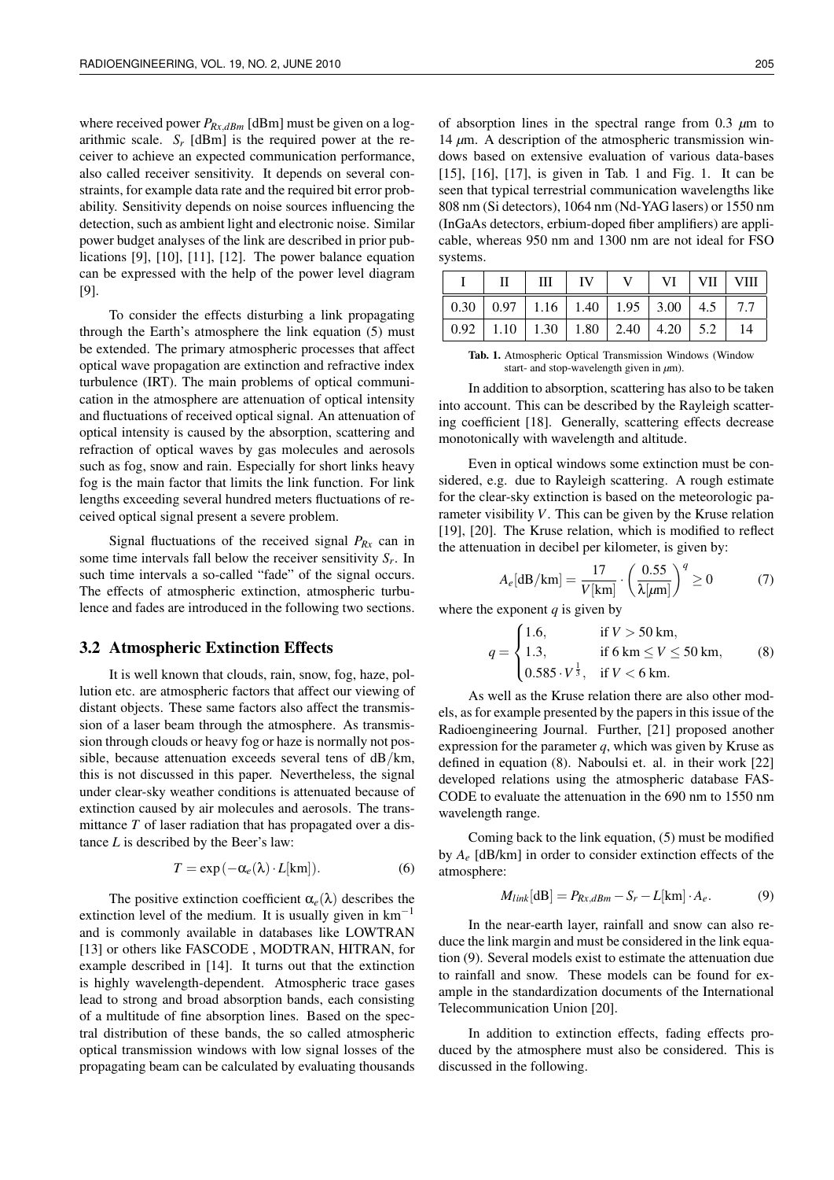where received power $P_{Rx,dBm}$ [dBm] must be given on a logarithmic scale. $S_r$ [dBm] is the required power at the receiver to achieve an expected communication performance, also called receiver sensitivity. It depends on several constraints, for example data rate and the required bit error probability. Sensitivity depends on noise sources influencing the detection, such as ambient light and electronic noise. Similar power budget analyses of the link are described in prior publications [9], [10], [11], [12]. The power balance equation can be expressed with the help of the power level diagram [9].

To consider the effects disturbing a link propagating through the Earth's atmosphere the link equation (5) must be extended. The primary atmospheric processes that affect optical wave propagation are extinction and refractive index turbulence (IRT). The main problems of optical communication in the atmosphere are attenuation of optical intensity and fluctuations of received optical signal. An attenuation of optical intensity is caused by the absorption, scattering and refraction of optical waves by gas molecules and aerosols such as fog, snow and rain. Especially for short links heavy fog is the main factor that limits the link function. For link lengths exceeding several hundred meters fluctuations of received optical signal present a severe problem.

Signal fluctuations of the received signal $P_{Rx}$ can in some time intervals fall below the receiver sensitivity $S_r$. In such time intervals a so-called "fade" of the signal occurs. The effects of atmospheric extinction, atmospheric turbulence and fades are introduced in the following two sections.

### 3.2 Atmospheric Extinction Effects

It is well known that clouds, rain, snow, fog, haze, pollution etc. are atmospheric factors that affect our viewing of distant objects. These same factors also affect the transmission of a laser beam through the atmosphere. As transmission through clouds or heavy fog or haze is normally not possible, because attenuation exceeds several tens of dB/km, this is not discussed in this paper. Nevertheless, the signal under clear-sky weather conditions is attenuated because of extinction caused by air molecules and aerosols. The transmittance $T$ of laser radiation that has propagated over a distance $L$ is described by the Beer's law:

$$T = \exp\left(-\alpha_e(\lambda) \cdot L[\text{km}]\right). \tag{6}$$

The positive extinction coefficient $\alpha_e(\lambda)$ describes the extinction level of the medium. It is usually given in $\text{km}^{-1}$ and is commonly available in databases like LOWTRAN [13] or others like FASCODE , MODTRAN, HITRAN, for example described in [14]. It turns out that the extinction is highly wavelength-dependent. Atmospheric trace gases lead to strong and broad absorption bands, each consisting of a multitude of fine absorption lines. Based on the spectral distribution of these bands, the so called atmospheric optical transmission windows with low signal losses of the propagating beam can be calculated by evaluating thousands of absorption lines in the spectral range from 0.3 $\mu$m to 14 $\mu$m. A description of the atmospheric transmission windows based on extensive evaluation of various data-bases [15], [16], [17], is given in Tab. 1 and Fig. 1. It can be seen that typical terrestrial communication wavelengths like 808 nm (Si detectors), 1064 nm (Nd-YAG lasers) or 1550 nm (InGaAs detectors, erbium-doped fiber amplifiers) are applicable, whereas 950 nm and 1300 nm are not ideal for FSO systems.

| I | II | III | IV | V | VI | VII | VIII |
|---|---|---|---|---|---|---|---|
| 0.30 | 0.97 | 1.16 | 1.40 | 1.95 | 3.00 | 4.5 | 7.7 |
| 0.92 | 1.10 | 1.30 | 1.80 | 2.40 | 4.20 | 5.2 | 14 |

**Tab. 1.** Atmospheric Optical Transmission Windows (Window start- and stop-wavelength given in $\mu$m).

In addition to absorption, scattering has also to be taken into account. This can be described by the Rayleigh scattering coefficient [18]. Generally, scattering effects decrease monotonically with wavelength and altitude.

Even in optical windows some extinction must be considered, e.g. due to Rayleigh scattering. A rough estimate for the clear-sky extinction is based on the meteorologic parameter visibility $V$. This can be given by the Kruse relation [19], [20]. The Kruse relation, which is modified to reflect the attenuation in decibel per kilometer, is given by:

$$A_e[\text{dB/km}] = \frac{17}{V[\text{km}]} \cdot \left(\frac{0.55}{\lambda[\mu\text{m}]}\right)^q \geq 0 \tag{7}$$

where the exponent $q$ is given by

$$q = \begin{cases} 1.6, & \text{if } V > 50 \text{ km}, \\ 1.3, & \text{if } 6 \text{ km} \leq V \leq 50 \text{ km}, \\ 0.585 \cdot V^{\frac{1}{3}}, & \text{if } V < 6 \text{ km}. \end{cases} \tag{8}$$

As well as the Kruse relation there are also other models, as for example presented by the papers in this issue of the Radioengineering Journal. Further, [21] proposed another expression for the parameter $q$, which was given by Kruse as defined in equation (8). Naboulsi et. al. in their work [22] developed relations using the atmospheric database FASCODE to evaluate the attenuation in the 690 nm to 1550 nm wavelength range.

Coming back to the link equation, (5) must be modified by $A_e$ [dB/km] in order to consider extinction effects of the atmosphere:

$$M_{link}[\text{dB}] = P_{Rx,dBm} - S_r - L[\text{km}] \cdot A_e. \tag{9}$$

In the near-earth layer, rainfall and snow can also reduce the link margin and must be considered in the link equation (9). Several models exist to estimate the attenuation due to rainfall and snow. These models can be found for example in the standardization documents of the International Telecommunication Union [20].

In addition to extinction effects, fading effects produced by the atmosphere must also be considered. This is discussed in the following.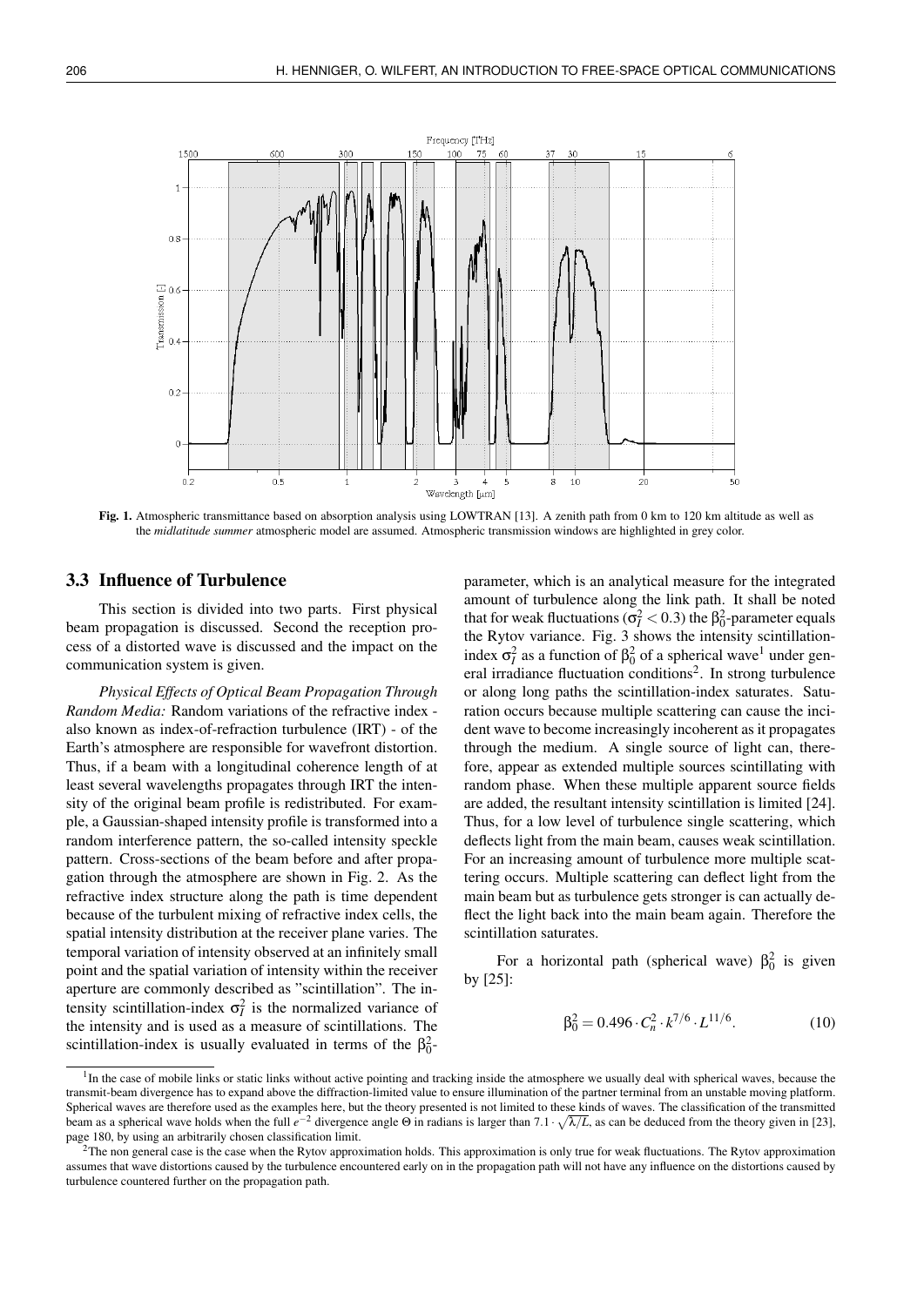Fig. 1. Atmospheric transmittance based on absorption analysis using LOWTRAN [13]. A zenith path from 0 km to 120 km altitude as well as the *midlatitude summer* atmospheric model are assumed. Atmospheric transmission windows are highlighted in grey color.

### 3.3 Influence of Turbulence

This section is divided into two parts. First physical beam propagation is discussed. Second the reception process of a distorted wave is discussed and the impact on the communication system is given.

*Physical Effects of Optical Beam Propagation Through Random Media:* Random variations of the refractive index - also known as index-of-refraction turbulence (IRT) - of the Earth's atmosphere are responsible for wavefront distortion. Thus, if a beam with a longitudinal coherence length of at least several wavelengths propagates through IRT the intensity of the original beam profile is redistributed. For example, a Gaussian-shaped intensity profile is transformed into a random interference pattern, the so-called intensity speckle pattern. Cross-sections of the beam before and after propagation through the atmosphere are shown in Fig. 2. As the refractive index structure along the path is time dependent because of the turbulent mixing of refractive index cells, the spatial intensity distribution at the receiver plane varies. The temporal variation of intensity observed at an infinitely small point and the spatial variation of intensity within the receiver aperture are commonly described as "scintillation". The intensity scintillation-index $\sigma_I^2$ is the normalized variance of the intensity and is used as a measure of scintillations. The scintillation-index is usually evaluated in terms of the $\beta_0^2$-parameter, which is an analytical measure for the integrated amount of turbulence along the link path. It shall be noted that for weak fluctuations ($\sigma_I^2 < 0.3$) the $\beta_0^2$-parameter equals the Rytov variance. Fig. 3 shows the intensity scintillation-index $\sigma_I^2$ as a function of $\beta_0^2$ of a spherical wave[1] under general irradiance fluctuation conditions[2]. In strong turbulence or along long paths the scintillation-index saturates. Saturation occurs because multiple scattering can cause the incident wave to become increasingly incoherent as it propagates through the medium. A single source of light can, therefore, appear as extended multiple sources scintillating with random phase. When these multiple apparent source fields are added, the resultant intensity scintillation is limited [24]. Thus, for a low level of turbulence single scattering, which deflects light from the main beam, causes weak scintillation. For an increasing amount of turbulence more multiple scattering occurs. Multiple scattering can deflect light from the main beam but as turbulence gets stronger is can actually deflect the light back into the main beam again. Therefore the scintillation saturates.

For a horizontal path (spherical wave) $\beta_0^2$ is given by [25]:

$$\beta_0^2 = 0.496 \cdot C_n^2 \cdot k^{7/6} \cdot L^{11/6}. \tag{10}$$

[1] In the case of mobile links or static links without active pointing and tracking inside the atmosphere we usually deal with spherical waves, because the transmit-beam divergence has to expand above the diffraction-limited value to ensure illumination of the partner terminal from an unstable moving platform. Spherical waves are therefore used as the examples here, but the theory presented is not limited to these kinds of waves. The classification of the transmitted beam as a spherical wave holds when the full $e^{-2}$ divergence angle $\Theta$ in radians is larger than $7.1 \cdot \sqrt{\lambda/L}$, as can be deduced from the theory given in [23], page 180, by using an arbitrarily chosen classification limit.

[2] The non general case is the case when the Rytov approximation holds. This approximation is only true for weak fluctuations. The Rytov approximation assumes that wave distortions caused by the turbulence encountered early on in the propagation path will not have any influence on the distortions caused by turbulence countered further on the propagation path.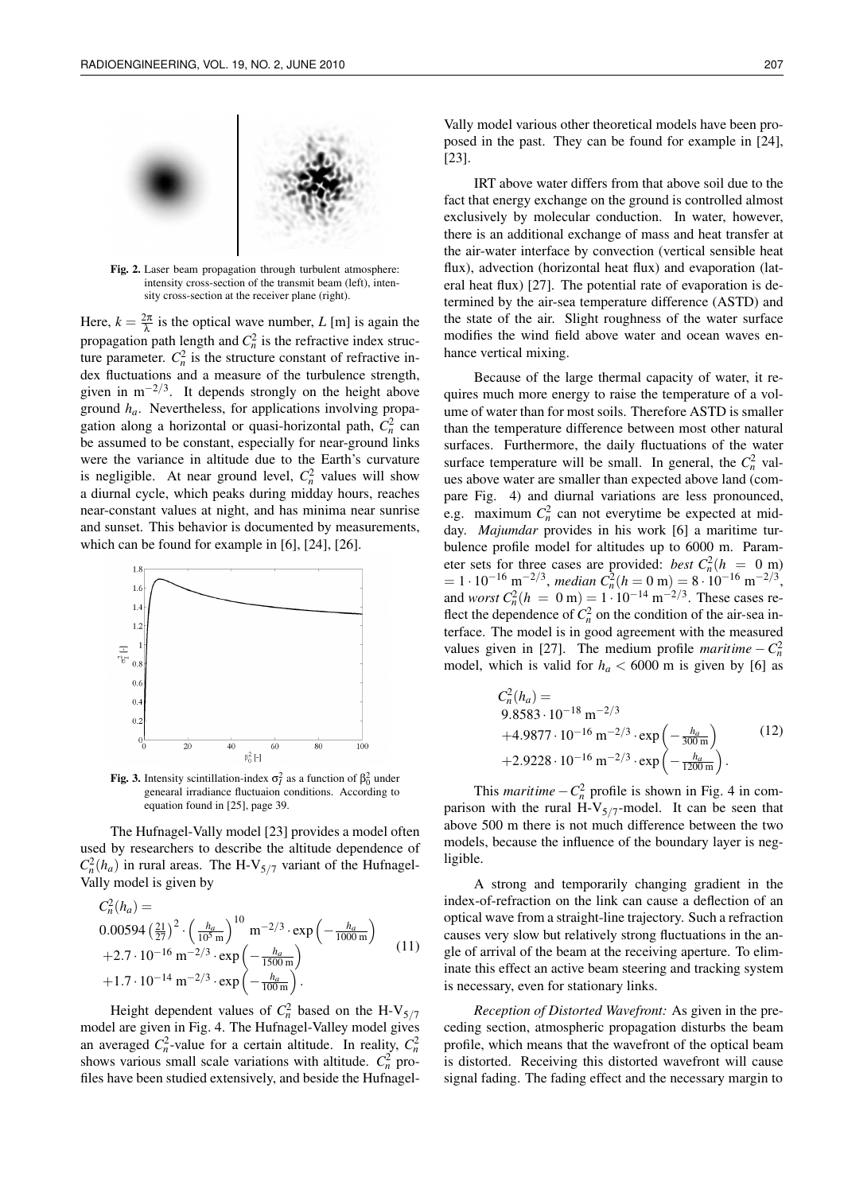Fig. 2. Laser beam propagation through turbulent atmosphere: intensity cross-section of the transmit beam (left), intensity cross-section at the receiver plane (right).

Here, $k = \frac{2\pi}{\lambda}$ is the optical wave number, $L$ [m] is again the propagation path length and $C_n^2$ is the refractive index structure parameter. $C_n^2$ is the structure constant of refractive index fluctuations and a measure of the turbulence strength, given in $\mathrm{m}^{-2/3}$. It depends strongly on the height above ground $h_a$. Nevertheless, for applications involving propagation along a horizontal or quasi-horizontal path, $C_n^2$ can be assumed to be constant, especially for near-ground links were the variance in altitude due to the Earth's curvature is negligible. At near ground level, $C_n^2$ values will show a diurnal cycle, which peaks during midday hours, reaches near-constant values at night, and has minima near sunrise and sunset. This behavior is documented by measurements, which can be found for example in [6], [24], [26].

Fig. 3. Intensity scintillation-index $\sigma_I^2$ as a function of $\beta_0^2$ under genearal irradiance fluctuaion conditions. According to equation found in [25], page 39.

The Hufnagel-Vally model [23] provides a model often used by researchers to describe the altitude dependence of $C_n^2(h_a)$ in rural areas. The H-V$_{5/7}$ variant of the Hufnagel-Vally model is given by

$$
\begin{aligned}
C_n^2(h_a) = \\
0.00594 \left(\tfrac{21}{27}\right)^2 \cdot \left(\tfrac{h_a}{10^5\,\mathrm{m}}\right)^{10} \mathrm{m}^{-2/3} \cdot \exp\left(-\tfrac{h_a}{1000\,\mathrm{m}}\right) \\
+2.7 \cdot 10^{-16}\,\mathrm{m}^{-2/3} \cdot \exp\left(-\tfrac{h_a}{1500\,\mathrm{m}}\right) \\
+1.7 \cdot 10^{-14}\,\mathrm{m}^{-2/3} \cdot \exp\left(-\tfrac{h_a}{100\,\mathrm{m}}\right).
\end{aligned}
\tag{11}
$$

Height dependent values of $C_n^2$ based on the H-V$_{5/7}$ model are given in Fig. 4. The Hufnagel-Valley model gives an averaged $C_n^2$-value for a certain altitude. In reality, $C_n^2$ shows various small scale variations with altitude. $C_n^2$ profiles have been studied extensively, and beside the Hufnagel-Vally model various other theoretical models have been proposed in the past. They can be found for example in [24], [23].

IRT above water differs from that above soil due to the fact that energy exchange on the ground is controlled almost exclusively by molecular conduction. In water, however, there is an additional exchange of mass and heat transfer at the air-water interface by convection (vertical sensible heat flux), advection (horizontal heat flux) and evaporation (lateral heat flux) [27]. The potential rate of evaporation is determined by the air-sea temperature difference (ASTD) and the state of the air. Slight roughness of the water surface modifies the wind field above water and ocean waves enhance vertical mixing.

Because of the large thermal capacity of water, it requires much more energy to raise the temperature of a volume of water than for most soils. Therefore ASTD is smaller than the temperature difference between most other natural surfaces. Furthermore, the daily fluctuations of the water surface temperature will be small. In general, the $C_n^2$ values above water are smaller than expected above land (compare Fig. 4) and diurnal variations are less pronounced, e.g. maximum $C_n^2$ can not everytime be expected at midday. *Majumdar* provides in his work [6] a maritime turbulence profile model for altitudes up to 6000 m. Parameter sets for three cases are provided: *best* $C_n^2(h = 0\ \mathrm{m}) = 1 \cdot 10^{-16}\ \mathrm{m}^{-2/3}$, *median* $C_n^2(h = 0\ \mathrm{m}) = 8 \cdot 10^{-16}\ \mathrm{m}^{-2/3}$, and *worst* $C_n^2(h = 0\ \mathrm{m}) = 1 \cdot 10^{-14}\ \mathrm{m}^{-2/3}$. These cases reflect the dependence of $C_n^2$ on the condition of the air-sea interface. The model is in good agreement with the measured values given in [27]. The medium profile *maritime* $-\,C_n^2$ model, which is valid for $h_a < 6000$ m is given by [6] as

$$
\begin{aligned}
C_n^2(h_a) = \\
9.8583 \cdot 10^{-18}\,\mathrm{m}^{-2/3} \\
+4.9877 \cdot 10^{-16}\,\mathrm{m}^{-2/3} \cdot \exp\left(-\tfrac{h_a}{300\,\mathrm{m}}\right) \\
+2.9228 \cdot 10^{-16}\,\mathrm{m}^{-2/3} \cdot \exp\left(-\tfrac{h_a}{1200\,\mathrm{m}}\right).
\end{aligned}
\tag{12}
$$

This *maritime* $-\,C_n^2$ profile is shown in Fig. 4 in comparison with the rural H-V$_{5/7}$-model. It can be seen that above 500 m there is not much difference between the two models, because the influence of the boundary layer is negligible.

A strong and temporarily changing gradient in the index-of-refraction on the link can cause a deflection of an optical wave from a straight-line trajectory. Such a refraction causes very slow but relatively strong fluctuations in the angle of arrival of the beam at the receiving aperture. To eliminate this effect an active beam steering and tracking system is necessary, even for stationary links.

*Reception of Distorted Wavefront:* As given in the preceding section, atmospheric propagation disturbs the beam profile, which means that the wavefront of the optical beam is distorted. Receiving this distorted wavefront will cause signal fading. The fading effect and the necessary margin to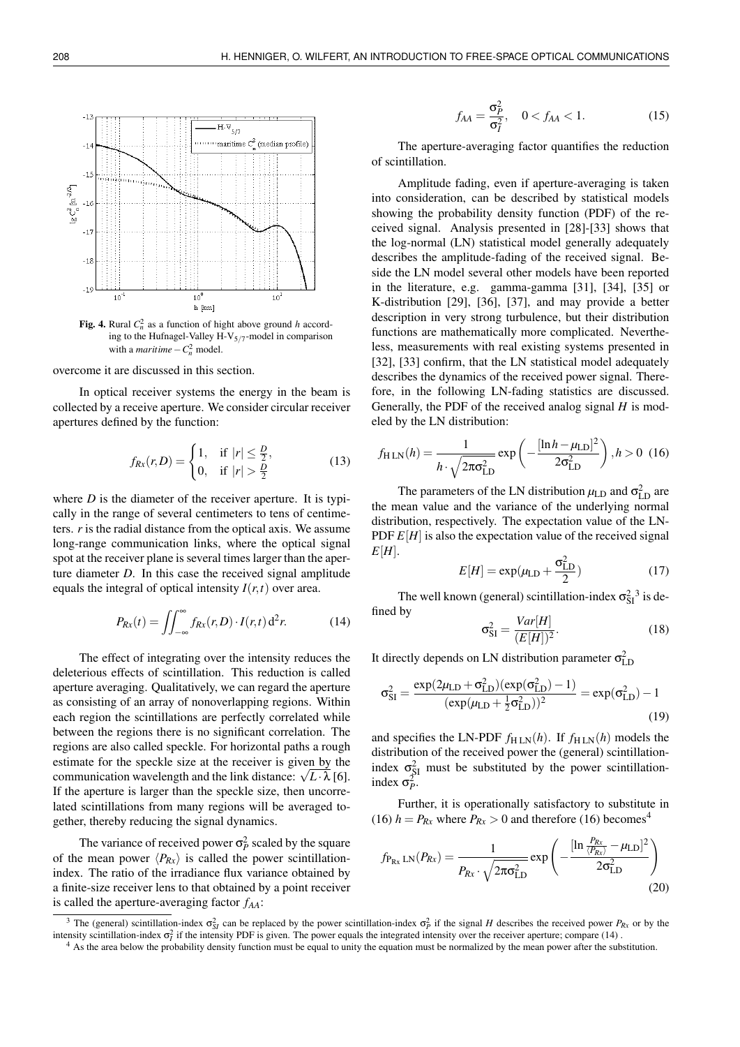**Fig. 4.** Rural $C_n^2$ as a function of hight above ground $h$ according to the Hufnagel-Valley H-$V_{5/7}$-model in comparison with a *maritime* $- C_n^2$ model.

overcome it are discussed in this section.

In optical receiver systems the energy in the beam is collected by a receive aperture. We consider circular receiver apertures defined by the function:

$$f_{Rx}(r,D) = \begin{cases} 1, & \text{if } |r| \leq \frac{D}{2}, \\ 0, & \text{if } |r| > \frac{D}{2} \end{cases} \tag{13}$$

where $D$ is the diameter of the receiver aperture. It is typically in the range of several centimeters to tens of centimeters. $r$ is the radial distance from the optical axis. We assume long-range communication links, where the optical signal spot at the receiver plane is several times larger than the aperture diameter $D$. In this case the received signal amplitude equals the integral of optical intensity $I(r,t)$ over area.

$$P_{Rx}(t) = \iint_{-\infty}^{\infty} f_{Rx}(r,D) \cdot I(r,t)\, \mathrm{d}^2 r. \tag{14}$$

The effect of integrating over the intensity reduces the deleterious effects of scintillation. This reduction is called aperture averaging. Qualitatively, we can regard the aperture as consisting of an array of nonoverlapping regions. Within each region the scintillations are perfectly correlated while between the regions there is no significant correlation. The regions are also called speckle. For horizontal paths a rough estimate for the speckle size at the receiver is given by the communication wavelength and the link distance: $\sqrt{L \cdot \lambda}$ [6]. If the aperture is larger than the speckle size, then uncorrelated scintillations from many regions will be averaged together, thereby reducing the signal dynamics.

The variance of received power $\sigma_P^2$ scaled by the square of the mean power $\langle P_{Rx} \rangle$ is called the power scintillation-index. The ratio of the irradiance flux variance obtained by a finite-size receiver lens to that obtained by a point receiver is called the aperture-averaging factor $f_{AA}$:

$$f_{AA} = \frac{\sigma_P^2}{\sigma_I^2}, \quad 0 < f_{AA} < 1. \tag{15}$$

The aperture-averaging factor quantifies the reduction of scintillation.

Amplitude fading, even if aperture-averaging is taken into consideration, can be described by statistical models showing the probability density function (PDF) of the received signal. Analysis presented in [28]-[33] shows that the log-normal (LN) statistical model generally adequately describes the amplitude-fading of the received signal. Beside the LN model several other models have been reported in the literature, e.g. gamma-gamma [31], [34], [35] or K-distribution [29], [36], [37], and may provide a better description in very strong turbulence, but their distribution functions are mathematically more complicated. Nevertheless, measurements with real existing systems presented in [32], [33] confirm, that the LN statistical model adequately describes the dynamics of the received power signal. Therefore, in the following LN-fading statistics are discussed. Generally, the PDF of the received analog signal $H$ is modeled by the LN distribution:

$$f_{\mathrm{H\,LN}}(h) = \frac{1}{h \cdot \sqrt{2\pi\sigma_{\mathrm{LD}}^2}} \exp\left( -\frac{[\ln h - \mu_{\mathrm{LD}}]^2}{2\sigma_{\mathrm{LD}}^2} \right), h > 0 \tag{16}$$

The parameters of the LN distribution $\mu_{\mathrm{LD}}$ and $\sigma_{\mathrm{LD}}^2$ are the mean value and the variance of the underlying normal distribution, respectively. The expectation value of the LN-PDF $E[H]$ is also the expectation value of the received signal $E[H]$.

$$E[H] = \exp(\mu_{\mathrm{LD}} + \frac{\sigma_{\mathrm{LD}}^2}{2}) \tag{17}$$

The well known (general) scintillation-index $\sigma_{\mathrm{SI}}^2$ [3] is defined by

$$\sigma_{\mathrm{SI}}^2 = \frac{Var[H]}{(E[H])^2}. \tag{18}$$

It directly depends on LN distribution parameter $\sigma_{\mathrm{LD}}^2$

$$\sigma_{\mathrm{SI}}^2 = \frac{\exp(2\mu_{\mathrm{LD}} + \sigma_{\mathrm{LD}}^2)(\exp(\sigma_{\mathrm{LD}}^2) - 1)}{(\exp(\mu_{\mathrm{LD}} + \frac{1}{2}\sigma_{\mathrm{LD}}^2))^2} = \exp(\sigma_{\mathrm{LD}}^2) - 1 \tag{19}$$

and specifies the LN-PDF $f_{\mathrm{H\,LN}}(h)$. If $f_{\mathrm{H\,LN}}(h)$ models the distribution of the received power the (general) scintillation-index $\sigma_{\mathrm{SI}}^2$ must be substituted by the power scintillation-index $\sigma_P^2$.

Further, it is operationally satisfactory to substitute in (16) $h = P_{Rx}$ where $P_{Rx} > 0$ and therefore (16) becomes[4]

$$f_{\mathrm{P_{Rx}\,LN}}(P_{Rx}) = \frac{1}{P_{Rx} \cdot \sqrt{2\pi\sigma_{\mathrm{LD}}^2}} \exp\left( -\frac{\left[\ln \frac{P_{Rx}}{\langle P_{Rx} \rangle} - \mu_{\mathrm{LD}}\right]^2}{2\sigma_{\mathrm{LD}}^2} \right) \tag{20}$$

---

[3] The (general) scintillation-index $\sigma_{SI}^2$ can be replaced by the power scintillation-index $\sigma_P^2$ if the signal $H$ describes the received power $P_{Rx}$ or by the intensity scintillation-index $\sigma_I^2$ if the intensity PDF is given. The power equals the integrated intensity over the receiver aperture; compare (14) .

[4] As the area below the probability density function must be equal to unity the equation must be normalized by the mean power after the substitution.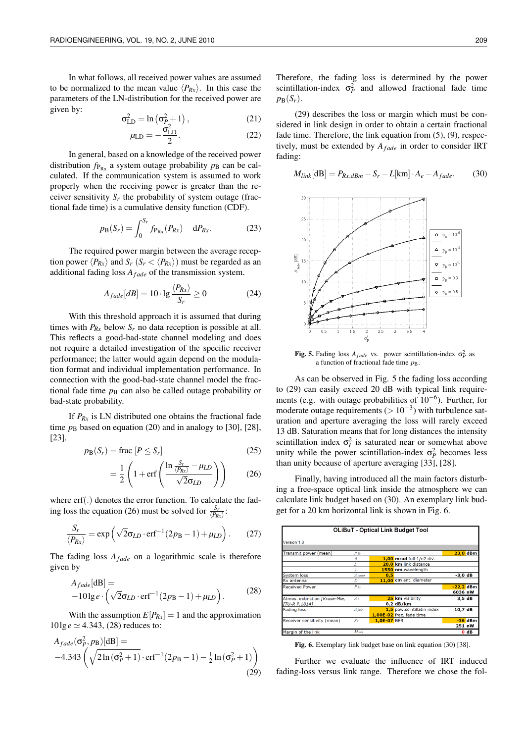In what follows, all received power values are assumed to be normalized to the mean value $\langle P_{Rx} \rangle$. In this case the parameters of the LN-distribution for the received power are given by:

$$\sigma_{\mathrm{LD}}^2 = \ln\left(\sigma_P^2 + 1\right), \tag{21}$$

$$\mu_{\mathrm{LD}} = -\frac{\sigma_{\mathrm{LD}}^2}{2}. \tag{22}$$

In general, based on a knowledge of the received power distribution $f_{P_{\mathrm{Rx}}}$ a system outage probability $p_{\mathrm{B}}$ can be calculated. If the communication system is assumed to work properly when the receiving power is greater than the receiver sensitivity $S_r$ the probability of system outage (fractional fade time) is a cumulative density function (CDF).

$$p_{\mathrm{B}}(S_r) = \int_0^{S_r} f_{P_{\mathrm{Rx}}}(P_{Rx}) \quad \mathrm{d}P_{Rx}. \tag{23}$$

The required power margin between the average reception power $\langle P_{Rx} \rangle$ and $S_r$ ($S_r < \langle P_{Rx} \rangle$) must be regarded as an additional fading loss $A_{fade}$ of the transmission system.

$$A_{fade}[dB] = 10 \cdot \lg \frac{\langle P_{Rx} \rangle}{S_r} \geq 0 \tag{24}$$

With this threshold approach it is assumed that during times with $P_{Rx}$ below $S_r$ no data reception is possible at all. This reflects a good-bad-state channel modeling and does not require a detailed investigation of the specific receiver performance; the latter would again depend on the modulation format and individual implementation performance. In connection with the good-bad-state channel model the fractional fade time $p_{\mathrm{B}}$ can also be called outage probability or bad-state probability.

If $P_{Rx}$ is LN distributed one obtains the fractional fade time $p_{\mathrm{B}}$ based on equation (20) and in analogy to [30], [28], [23].

$$p_{\mathrm{B}}(S_r) = \mathrm{frac}\,[P \leq S_r] \tag{25}$$

$$= \frac{1}{2}\left(1 + \mathrm{erf}\left(\frac{\ln \frac{S_r}{\langle P_{Rx} \rangle} - \mu_{LD}}{\sqrt{2}\sigma_{LD}}\right)\right) \tag{26}$$

where erf(.) denotes the error function. To calculate the fading loss the equation (26) must be solved for $\frac{S_r}{\langle P_{Rx} \rangle}$:

$$\frac{S_r}{\langle P_{Rx} \rangle} = \exp\left(\sqrt{2}\sigma_{LD} \cdot \mathrm{erf}^{-1}(2p_{\mathrm{B}} - 1) + \mu_{LD}\right). \tag{27}$$

The fading loss $A_{fade}$ on a logarithmic scale is therefore given by

$$A_{fade}[\mathrm{dB}] = \\ -10\lg e \cdot \left(\sqrt{2}\sigma_{LD} \cdot \mathrm{erf}^{-1}(2p_{\mathrm{B}} - 1) + \mu_{LD}\right). \tag{28}$$

With the assumption $E[P_{Rx}] = 1$ and the approximation $10\lg e \simeq 4.343$, (28) reduces to:

$$A_{fade}(\sigma_P^2, p_{\mathrm{B}})[\mathrm{dB}] = \\ -4.343\left(\sqrt{2\ln(\sigma_P^2 + 1)} \cdot \mathrm{erf}^{-1}(2p_{\mathrm{B}} - 1) - \tfrac{1}{2}\ln(\sigma_P^2 + 1)\right) \tag{29}$$

Therefore, the fading loss is determined by the power scintillation-index $\sigma_P^2$ and allowed fractional fade time $p_{\mathrm{B}}(S_r)$.

(29) describes the loss or margin which must be considered in link design in order to obtain a certain fractional fade time. Therefore, the link equation from (5), (9), respectively, must be extended by $A_{fade}$ in order to consider IRT fading:

$$M_{link}[\mathrm{dB}] = P_{Rx,dBm} - S_r - L[\mathrm{km}] \cdot A_e - A_{fade}. \tag{30}$$

**Fig. 5.** Fading loss $A_{fade}$ vs. power scintillation-index $\sigma_P^2$ as a function of fractional fade time $p_{\mathrm{B}}$.

As can be observed in Fig. 5 the fading loss according to (29) can easily exceed 20 dB with typical link requirements (e.g. with outage probabilities of $10^{-6}$). Further, for moderate outage requirements ($> 10^{-3}$) with turbulence saturation and aperture averaging the loss will rarely exceed 13 dB. Saturation means that for long distances the intensity scintillation index $\sigma_I^2$ is saturated near or somewhat above unity while the power scintillation-index $\sigma_P^2$ becomes less than unity because of aperture averaging [33], [28].

Finally, having introduced all the main factors disturbing a free-space optical link inside the atmosphere we can calculate link budget based on (30). An exemplary link budget for a 20 km horizontal link is shown in Fig. 6.

| OLiBuT - Optical Link Budget Tool | | | | |
|---|---|---|---|---|
| Version 1.3 | | | | |
| Transmit power (mean) | $P_{Tx}$ | | | 23,0 dBm |
| | $\theta$ | 1,00 | mrad full 1/e2 div. | |
| | $L$ | 20,0 | km link distance | |
| | $\lambda$ | 1550 | nm wavelength | |
| System loss | $A_{system}$ | 0,5 | | -3,0 dB |
| Rx antenna | $D$ | 11,00 | cm ant. diameter | |
| Received Power | $P_{Rx}$ | | | -22,2 dBm 6036 nW |
| Atmos. extinction [Kruse-Mie, ITU-R P.1814] | $A_e$ | 25 | km visibility 0,2 dB/km | 3,5 dB |
| Fading loss | $A_{fade}$ | 1,5 | pow.scintillatin index | 10,7 dB |
| | | 1,00E-02 | frac. fade time | |
| Receiver sensitivity (mean) | $S_r$ | 1,0E-07 | BER | -36 dBm 251 nW |
| Margin of the link | $M_{link}$ | | | 0 dB |

**Fig. 6.** Exemplary link budget base on link equation (30) [38].

Further we evaluate the influence of IRT induced fading-loss versus link range. Therefore we chose the fol-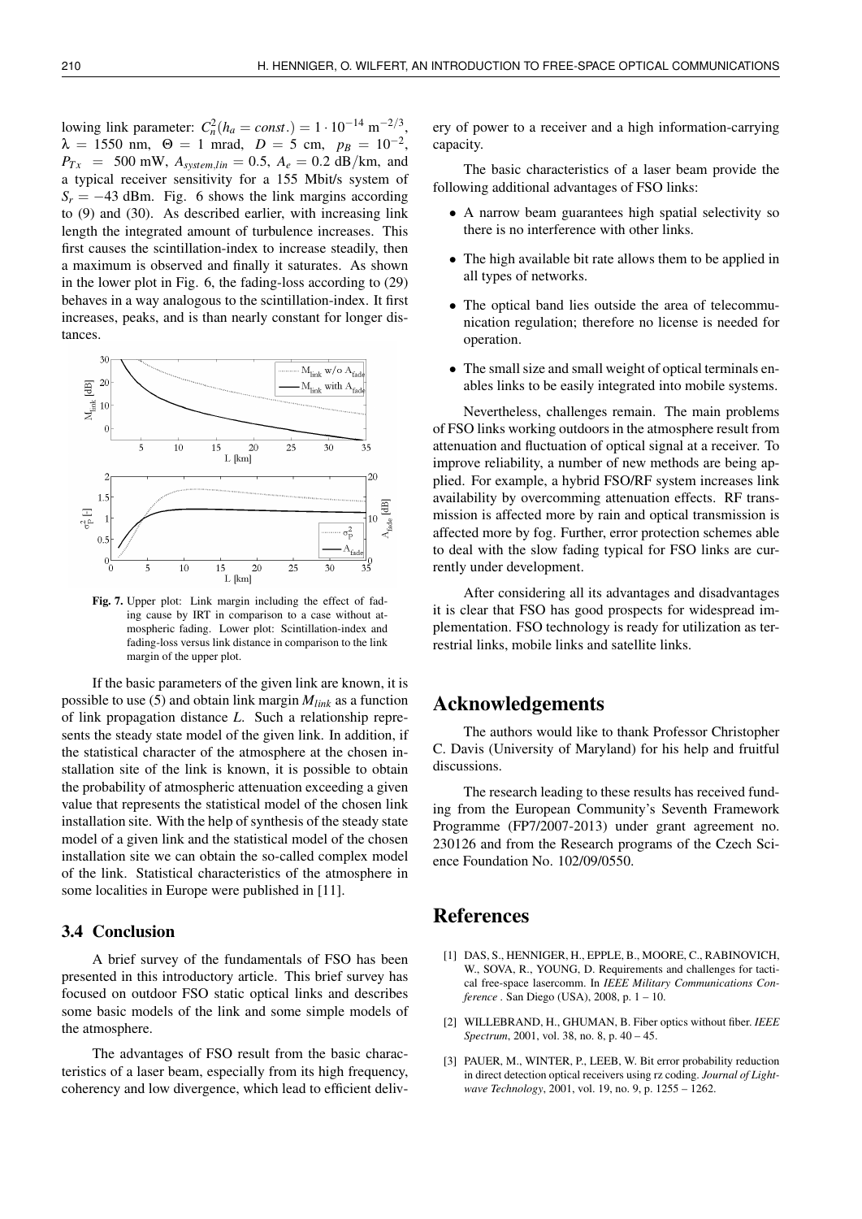lowing link parameter: $C_n^2(h_a = const.) = 1 \cdot 10^{-14}$ m$^{-2/3}$, $\lambda = 1550$ nm, $\Theta = 1$ mrad, $D = 5$ cm, $p_B = 10^{-2}$, $P_{Tx} = 500$ mW, $A_{system,lin} = 0.5$, $A_e = 0.2$ dB/km, and a typical receiver sensitivity for a 155 Mbit/s system of $S_r = -43$ dBm. Fig. 6 shows the link margins according to (9) and (30). As described earlier, with increasing link length the integrated amount of turbulence increases. This first causes the scintillation-index to increase steadily, then a maximum is observed and finally it saturates. As shown in the lower plot in Fig. 6, the fading-loss according to (29) behaves in a way analogous to the scintillation-index. It first increases, peaks, and is than nearly constant for longer distances.

Fig. 7. Upper plot: Link margin including the effect of fading cause by IRT in comparison to a case without atmospheric fading. Lower plot: Scintillation-index and fading-loss versus link distance in comparison to the link margin of the upper plot.

If the basic parameters of the given link are known, it is possible to use (5) and obtain link margin $M_{link}$ as a function of link propagation distance $L$. Such a relationship represents the steady state model of the given link. In addition, if the statistical character of the atmosphere at the chosen installation site of the link is known, it is possible to obtain the probability of atmospheric attenuation exceeding a given value that represents the statistical model of the chosen link installation site. With the help of synthesis of the steady state model of a given link and the statistical model of the chosen installation site we can obtain the so-called complex model of the link. Statistical characteristics of the atmosphere in some localities in Europe were published in [11].

### 3.4 Conclusion

A brief survey of the fundamentals of FSO has been presented in this introductory article. This brief survey has focused on outdoor FSO static optical links and describes some basic models of the link and some simple models of the atmosphere.

The advantages of FSO result from the basic characteristics of a laser beam, especially from its high frequency, coherency and low divergence, which lead to efficient delivery of power to a receiver and a high information-carrying capacity.

The basic characteristics of a laser beam provide the following additional advantages of FSO links:

- A narrow beam guarantees high spatial selectivity so there is no interference with other links.
- The high available bit rate allows them to be applied in all types of networks.
- The optical band lies outside the area of telecommunication regulation; therefore no license is needed for operation.
- The small size and small weight of optical terminals enables links to be easily integrated into mobile systems.

Nevertheless, challenges remain. The main problems of FSO links working outdoors in the atmosphere result from attenuation and fluctuation of optical signal at a receiver. To improve reliability, a number of new methods are being applied. For example, a hybrid FSO/RF system increases link availability by overcomming attenuation effects. RF transmission is affected more by rain and optical transmission is affected more by fog. Further, error protection schemes able to deal with the slow fading typical for FSO links are currently under development.

After considering all its advantages and disadvantages it is clear that FSO has good prospects for widespread implementation. FSO technology is ready for utilization as terrestrial links, mobile links and satellite links.

## Acknowledgements

The authors would like to thank Professor Christopher C. Davis (University of Maryland) for his help and fruitful discussions.

The research leading to these results has received funding from the European Community's Seventh Framework Programme (FP7/2007-2013) under grant agreement no. 230126 and from the Research programs of the Czech Science Foundation No. 102/09/0550.

## References

[1] DAS, S., HENNIGER, H., EPPLE, B., MOORE, C., RABINOVICH, W., SOVA, R., YOUNG, D. Requirements and challenges for tactical free-space lasercomm. In *IEEE Military Communications Conference*. San Diego (USA), 2008, p. 1 – 10.

[2] WILLEBRAND, H., GHUMAN, B. Fiber optics without fiber. *IEEE Spectrum*, 2001, vol. 38, no. 8, p. 40 – 45.

[3] PAUER, M., WINTER, P., LEEB, W. Bit error probability reduction in direct detection optical receivers using rz coding. *Journal of Lightwave Technology*, 2001, vol. 19, no. 9, p. 1255 – 1262.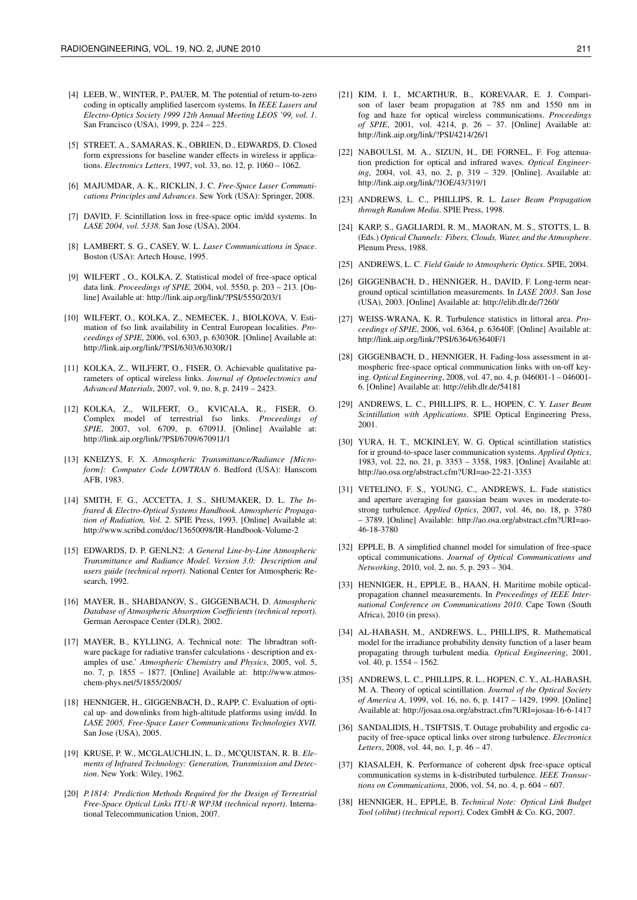[4] LEEB, W., WINTER, P., PAUER, M. The potential of return-to-zero coding in optically amplified lasercom systems. In *IEEE Lasers and Electro-Optics Society 1999 12th Annual Meeting LEOS '99, vol. 1*. San Francisco (USA), 1999, p. 224 – 225.

[5] STREET, A., SAMARAS, K., OBRIEN, D., EDWARDS, D. Closed form expressions for baseline wander effects in wireless ir applications. *Electronics Letters*, 1997, vol. 33, no. 12, p. 1060 – 1062.

[6] MAJUMDAR, A. K., RICKLIN, J. C. *Free-Space Laser Communications Principles and Advances*. Sew York (USA): Springer, 2008.

[7] DAVID, F. Scintillation loss in free-space optic im/dd systems. In *LASE 2004, vol. 5338*. San Jose (USA), 2004.

[8] LAMBERT, S. G., CASEY, W. L. *Laser Communications in Space*. Boston (USA): Artech House, 1995.

[9] WILFERT , O., KOLKA, Z. Statistical model of free-space optical data link. *Proceedings of SPIE,* 2004, vol. 5550, p. 203 – 213. [Online] Available at: http://link.aip.org/link/?PSI/5550/203/1

[10] WILFERT, O., KOLKA, Z., NEMECEK, J., BIOLKOVA, V. Estimation of fso link availability in Central European localities. *Proceedings of SPIE*, 2006, vol. 6303, p. 63030R. [Online] Available at: http://link.aip.org/link/?PSI/6303/63030R/1

[11] KOLKA, Z., WILFERT, O., FISER, O. Achievable qualitative parameters of optical wireless links. *Journal of Optoelectronics and Advanced Materials*, 2007, vol. 9, no. 8, p. 2419 – 2423.

[12] KOLKA, Z., WILFERT, O., KVICALA, R., FISER, O. Complex model of terrestrial fso links. *Proceedings of SPIE*, 2007, vol. 6709, p. 67091J. [Online] Available at: http://link.aip.org/link/?PSI/6709/67091J/1

[13] KNEIZYS, F. X. *Atmospheric Transmittance/Radiance [Microform]: Computer Code LOWTRAN 6*. Bedford (USA): Hanscom AFB, 1983.

[14] SMITH, F. G., ACCETTA, J. S., SHUMAKER, D. L. *The Infrared & Electro-Optical Systems Handbook. Atmospheric Propagation of Radiation, Vol. 2*. SPIE Press, 1993. [Online] Available at: http://www.scribd.com/doc/13650098/IR-Handbook-Volume-2

[15] EDWARDS, D. P. GENLN2: *A General Line-by-Line Atmospheric Transmittance and Radiance Model. Version 3.0: Description and users guide (technical report).* National Center for Atmospheric Research, 1992.

[16] MAYER, B., SHABDANOV, S., GIGGENBACH, D. *Atmospheric Database of Atmospheric Absorption Coefficients (technical report).* German Aerospace Center (DLR), 2002.

[17] MAYER, B., KYLLING, A. Technical note: The libradtran software package for radiative transfer calculations - description and examples of use.' *Atmospheric Chemistry and Physics*, 2005, vol. 5, no. 7, p. 1855 – 1877. [Online] Available at: http://www.atmos-chem-phys.net/5/1855/2005/

[18] HENNIGER, H., GIGGENBACH, D., RAPP, C. Evaluation of optical up- and downlinks from high-altitude platforms using im/dd. In *LASE 2005, Free-Space Laser Communications Technologies XVII.* San Jose (USA), 2005.

[19] KRUSE, P. W., MCGLAUCHLIN, L. D., MCQUISTAN, R. B. *Elements of Infrared Technology: Generation, Transmission and Detection*. New York: Wiley, 1962.

[20] *P.1814: Prediction Methods Required for the Design of Terrestrial Free-Space Optical Links ITU-R WP3M (technical report)*. International Telecommunication Union, 2007.

[21] KIM, I. I., MCARTHUR, B., KOREVAAR, E. J. Comparison of laser beam propagation at 785 nm and 1550 nm in fog and haze for optical wireless communications. *Proceedings of SPIE*, 2001, vol. 4214, p. 26 – 37. [Online] Available at: http://link.aip.org/link/?PSI/4214/26/1

[22] NABOULSI, M. A., SIZUN, H., DE FORNEL, F. Fog attenuation prediction for optical and infrared waves. *Optical Engineering*, 2004, vol. 43, no. 2, p. 319 – 329. [Online]. Available at: http://link.aip.org/link/?JOE/43/319/1

[23] ANDREWS, L. C., PHILLIPS, R. L. *Laser Beam Propagation through Random Media*. SPIE Press, 1998.

[24] KARP, S., GAGLIARDI, R. M., MAORAN, M. S., STOTTS, L. B. (Eds.) *Optical Channels: Fibers, Clouds, Water, and the Atmosphere*. Plenum Press, 1988.

[25] ANDREWS, L. C. *Field Guide to Atmospheric Optics*. SPIE, 2004.

[26] GIGGENBACH, D., HENNIGER, H., DAVID, F. Long-term near-ground optical scintillation measurements. In *LASE 2003*. San Jose (USA), 2003. [Online] Available at: http://elib.dlr.de/7260/

[27] WEISS-WRANA, K. R. Turbulence statistics in littoral area. *Proceedings of SPIE*, 2006, vol. 6364, p. 63640F. [Online] Available at: http://link.aip.org/link/?PSI/6364/63640F/1

[28] GIGGENBACH, D., HENNIGER, H. Fading-loss assessment in atmospheric free-space optical communication links with on-off keying. *Optical Engineering*, 2008, vol. 47, no. 4, p. 046001-1 – 046001-6. [Online] Available at: http://elib.dlr.de/54181

[29] ANDREWS, L. C., PHILLIPS, R. L., HOPEN, C. Y. *Laser Beam Scintillation with Applications*. SPIE Optical Engineering Press, 2001.

[30] YURA, H. T., MCKINLEY, W. G. Optical scintillation statistics for ir ground-to-space laser communication systems. *Applied Optics*, 1983, vol. 22, no. 21, p. 3353 – 3358, 1983. [Online] Available at: http://ao.osa.org/abstract.cfm?URI=ao-22-21-3353

[31] VETELINO, F. S., YOUNG, C., ANDREWS, L. Fade statistics and aperture averaging for gaussian beam waves in moderate-to-strong turbulence. *Applied Optics*, 2007, vol. 46, no. 18, p. 3780 – 3789. [Online] Available: http://ao.osa.org/abstract.cfm?URI=ao-46-18-3780

[32] EPPLE, B. A simplified channel model for simulation of free-space optical communications. *Journal of Optical Communications and Networking*, 2010, vol. 2, no. 5, p. 293 – 304.

[33] HENNIGER, H., EPPLE, B., HAAN, H. Maritime mobile optical-propagation channel measurements. In *Proceedings of IEEE International Conference on Communications 2010*. Cape Town (South Africa), 2010 (in press).

[34] AL-HABASH, M., ANDREWS, L., PHILLIPS, R. Mathematical model for the irradiance probability density function of a laser beam propagating through turbulent media. *Optical Engineering*, 2001, vol. 40, p. 1554 – 1562.

[35] ANDREWS, L. C., PHILLIPS, R. L., HOPEN, C. Y., AL-HABASH, M. A. Theory of optical scintillation. *Journal of the Optical Society of America A*, 1999, vol. 16, no. 6, p. 1417 – 1429, 1999. [Online] Available at: http://josaa.osa.org/abstract.cfm?URI=josaa-16-6-1417

[36] SANDALIDIS, H., TSIFTSIS, T. Outage probability and ergodic capacity of free-space optical links over strong turbulence. *Electronics Letters*, 2008, vol. 44, no. 1, p. 46 – 47.

[37] KIASALEH, K. Performance of coherent dpsk free-space optical communication systems in k-distributed turbulence. *IEEE Transactions on Communications*, 2006, vol. 54, no. 4, p. 604 – 607.

[38] HENNIGER, H., EPPLE, B. *Technical Note: Optical Link Budget Tool (olibut) (technical report)*. Codex GmbH & Co. KG, 2007.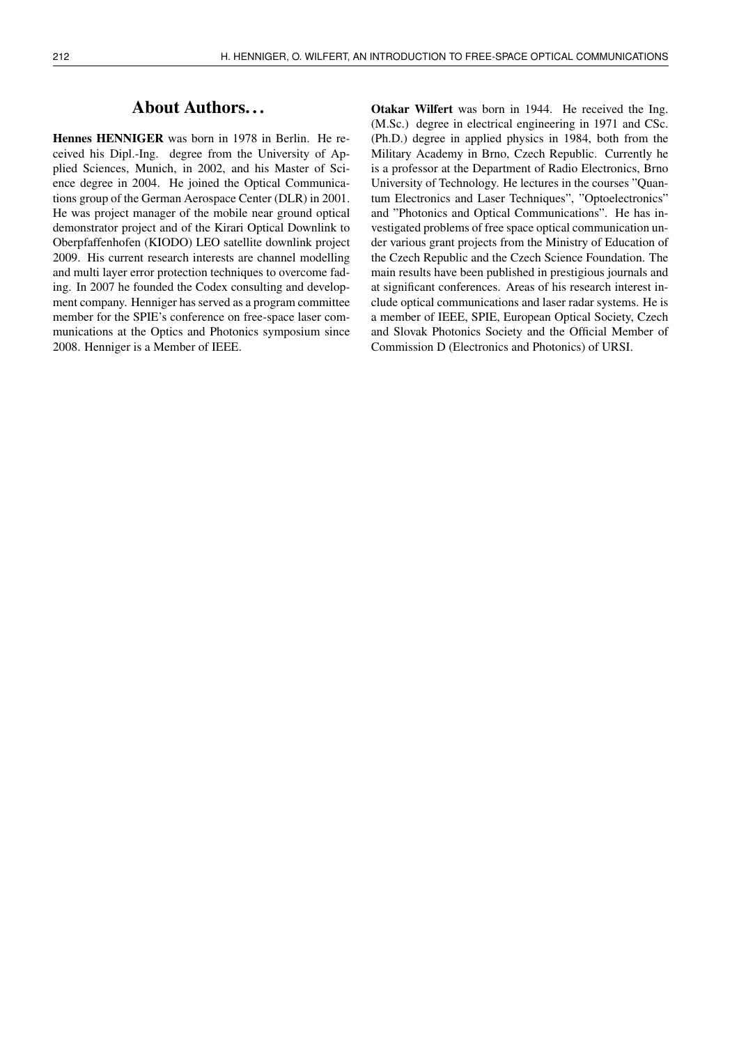## About Authors...

**Hennes HENNIGER** was born in 1978 in Berlin. He received his Dipl.-Ing. degree from the University of Applied Sciences, Munich, in 2002, and his Master of Science degree in 2004. He joined the Optical Communications group of the German Aerospace Center (DLR) in 2001. He was project manager of the mobile near ground optical demonstrator project and of the Kirari Optical Downlink to Oberpfaffenhofen (KIODO) LEO satellite downlink project 2009. His current research interests are channel modelling and multi layer error protection techniques to overcome fading. In 2007 he founded the Codex consulting and development company. Henniger has served as a program committee member for the SPIE's conference on free-space laser communications at the Optics and Photonics symposium since 2008. Henniger is a Member of IEEE.

**Otakar Wilfert** was born in 1944. He received the Ing. (M.Sc.) degree in electrical engineering in 1971 and CSc. (Ph.D.) degree in applied physics in 1984, both from the Military Academy in Brno, Czech Republic. Currently he is a professor at the Department of Radio Electronics, Brno University of Technology. He lectures in the courses "Quantum Electronics and Laser Techniques", "Optoelectronics" and "Photonics and Optical Communications". He has investigated problems of free space optical communication under various grant projects from the Ministry of Education of the Czech Republic and the Czech Science Foundation. The main results have been published in prestigious journals and at significant conferences. Areas of his research interest include optical communications and laser radar systems. He is a member of IEEE, SPIE, European Optical Society, Czech and Slovak Photonics Society and the Official Member of Commission D (Electronics and Photonics) of URSI.